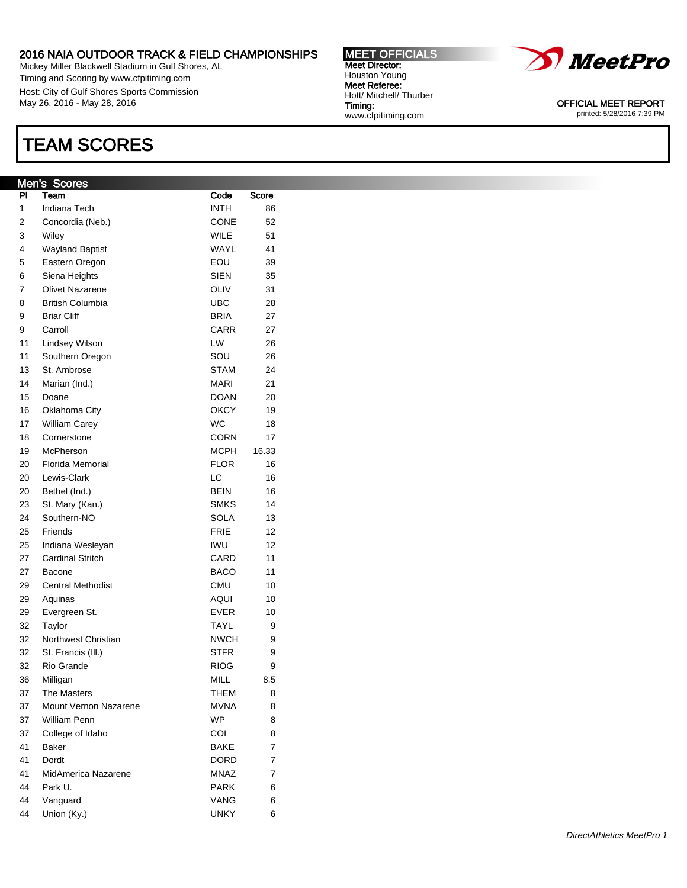2016 NAIA OUTDOOR TRACK & FIELD CHAMPIONSHIPS
Mickey Miller Blackwell Stadium in Gulf Shores, AL
Timing and Scoring by www.cfpitiming.com
Host: City of Gulf Shores Sports Commission
May 26, 2016 - May 28, 2016

**MEET OFFICIALS**
**Meet Director:**
Houston Young
**Meet Referee:**
Hott/ Mitchell/ Thurber
**Timing:**
www.cfpitiming.com

MeetPro

OFFICIAL MEET REPORT
printed: 5/28/2016 7:39 PM

# TEAM SCORES

## Men's Scores

| Pl | Team | Code | Score |
|---|---|---|---|
| 1 | Indiana Tech | INTH | 86 |
| 2 | Concordia (Neb.) | CONE | 52 |
| 3 | Wiley | WILE | 51 |
| 4 | Wayland Baptist | WAYL | 41 |
| 5 | Eastern Oregon | EOU | 39 |
| 6 | Siena Heights | SIEN | 35 |
| 7 | Olivet Nazarene | OLIV | 31 |
| 8 | British Columbia | UBC | 28 |
| 9 | Briar Cliff | BRIA | 27 |
| 9 | Carroll | CARR | 27 |
| 11 | Lindsey Wilson | LW | 26 |
| 11 | Southern Oregon | SOU | 26 |
| 13 | St. Ambrose | STAM | 24 |
| 14 | Marian (Ind.) | MARI | 21 |
| 15 | Doane | DOAN | 20 |
| 16 | Oklahoma City | OKCY | 19 |
| 17 | William Carey | WC | 18 |
| 18 | Cornerstone | CORN | 17 |
| 19 | McPherson | MCPH | 16.33 |
| 20 | Florida Memorial | FLOR | 16 |
| 20 | Lewis-Clark | LC | 16 |
| 20 | Bethel (Ind.) | BEIN | 16 |
| 23 | St. Mary (Kan.) | SMKS | 14 |
| 24 | Southern-NO | SOLA | 13 |
| 25 | Friends | FRIE | 12 |
| 25 | Indiana Wesleyan | IWU | 12 |
| 27 | Cardinal Stritch | CARD | 11 |
| 27 | Bacone | BACO | 11 |
| 29 | Central Methodist | CMU | 10 |
| 29 | Aquinas | AQUI | 10 |
| 29 | Evergreen St. | EVER | 10 |
| 32 | Taylor | TAYL | 9 |
| 32 | Northwest Christian | NWCH | 9 |
| 32 | St. Francis (Ill.) | STFR | 9 |
| 32 | Rio Grande | RIOG | 9 |
| 36 | Milligan | MILL | 8.5 |
| 37 | The Masters | THEM | 8 |
| 37 | Mount Vernon Nazarene | MVNA | 8 |
| 37 | William Penn | WP | 8 |
| 37 | College of Idaho | COI | 8 |
| 41 | Baker | BAKE | 7 |
| 41 | Dordt | DORD | 7 |
| 41 | MidAmerica Nazarene | MNAZ | 7 |
| 44 | Park U. | PARK | 6 |
| 44 | Vanguard | VANG | 6 |
| 44 | Union (Ky.) | UNKY | 6 |

*DirectAthletics MeetPro 1*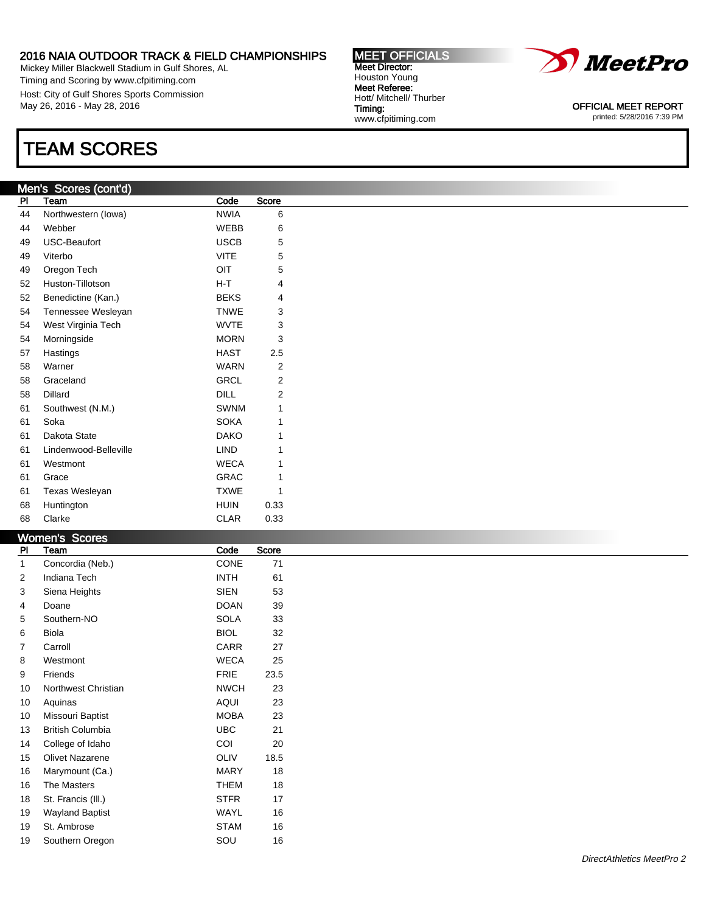# TEAM SCORES

## Men's Scores (cont'd)

| Pl | Team | Code | Score |
|---|---|---|---|
| 44 | Northwestern (Iowa) | NWIA | 6 |
| 44 | Webber | WEBB | 6 |
| 49 | USC-Beaufort | USCB | 5 |
| 49 | Viterbo | VITE | 5 |
| 49 | Oregon Tech | OIT | 5 |
| 52 | Huston-Tillotson | H-T | 4 |
| 52 | Benedictine (Kan.) | BEKS | 4 |
| 54 | Tennessee Wesleyan | TNWE | 3 |
| 54 | West Virginia Tech | WVTE | 3 |
| 54 | Morningside | MORN | 3 |
| 57 | Hastings | HAST | 2.5 |
| 58 | Warner | WARN | 2 |
| 58 | Graceland | GRCL | 2 |
| 58 | Dillard | DILL | 2 |
| 61 | Southwest (N.M.) | SWNM | 1 |
| 61 | Soka | SOKA | 1 |
| 61 | Dakota State | DAKO | 1 |
| 61 | Lindenwood-Belleville | LIND | 1 |
| 61 | Westmont | WECA | 1 |
| 61 | Grace | GRAC | 1 |
| 61 | Texas Wesleyan | TXWE | 1 |
| 68 | Huntington | HUIN | 0.33 |
| 68 | Clarke | CLAR | 0.33 |

## Women's Scores

| Pl | Team | Code | Score |
|---|---|---|---|
| 1 | Concordia (Neb.) | CONE | 71 |
| 2 | Indiana Tech | INTH | 61 |
| 3 | Siena Heights | SIEN | 53 |
| 4 | Doane | DOAN | 39 |
| 5 | Southern-NO | SOLA | 33 |
| 6 | Biola | BIOL | 32 |
| 7 | Carroll | CARR | 27 |
| 8 | Westmont | WECA | 25 |
| 9 | Friends | FRIE | 23.5 |
| 10 | Northwest Christian | NWCH | 23 |
| 10 | Aquinas | AQUI | 23 |
| 10 | Missouri Baptist | MOBA | 23 |
| 13 | British Columbia | UBC | 21 |
| 14 | College of Idaho | COI | 20 |
| 15 | Olivet Nazarene | OLIV | 18.5 |
| 16 | Marymount (Ca.) | MARY | 18 |
| 16 | The Masters | THEM | 18 |
| 18 | St. Francis (Ill.) | STFR | 17 |
| 19 | Wayland Baptist | WAYL | 16 |
| 19 | St. Ambrose | STAM | 16 |
| 19 | Southern Oregon | SOU | 16 |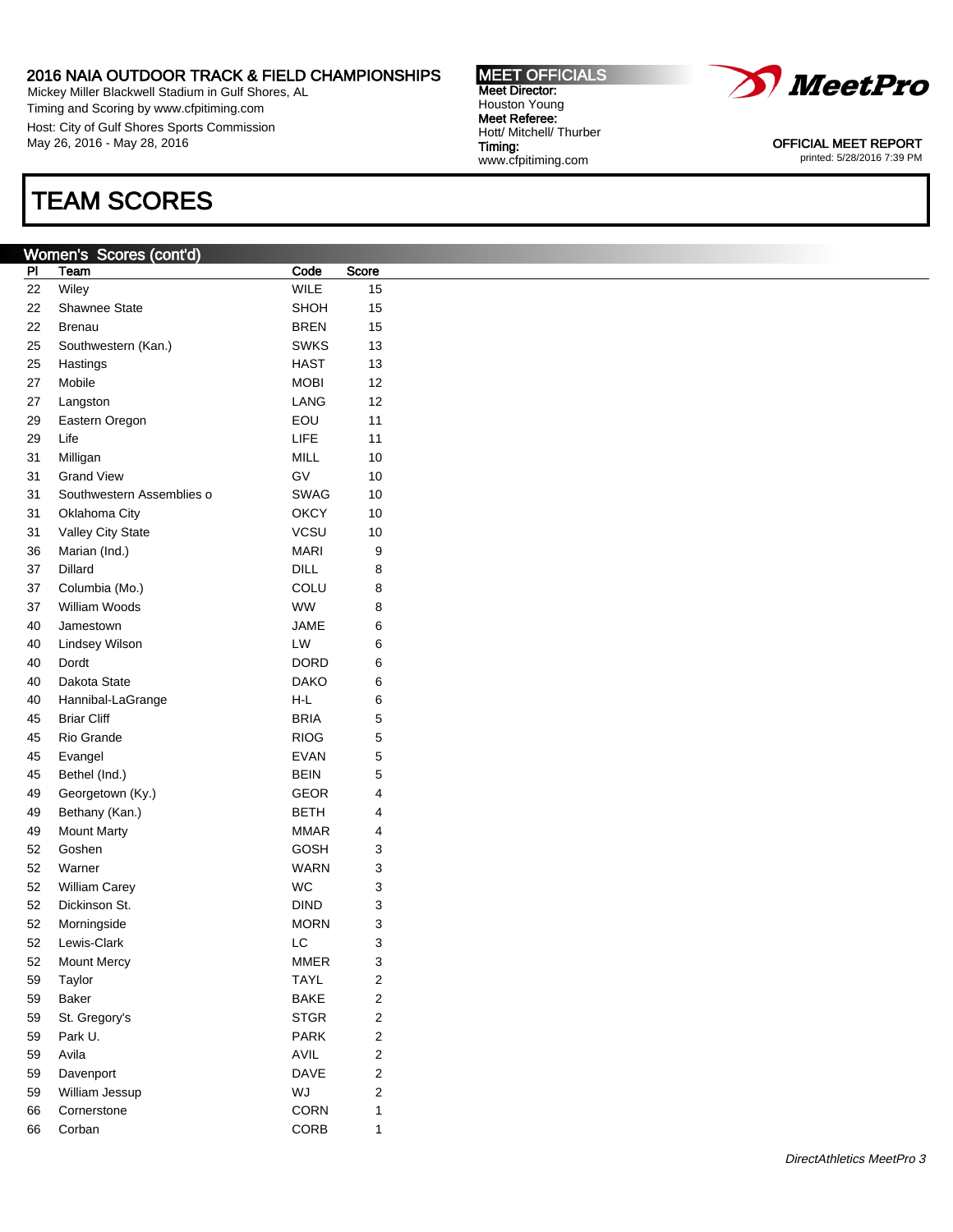2016 NAIA OUTDOOR TRACK & FIELD CHAMPIONSHIPS
Mickey Miller Blackwell Stadium in Gulf Shores, AL
Timing and Scoring by www.cfpitiming.com
Host: City of Gulf Shores Sports Commission
May 26, 2016 - May 28, 2016

**MEET OFFICIALS**
**Meet Director:** Houston Young
**Meet Referee:** Hott/ Mitchell/ Thurber
**Timing:** www.cfpitiming.com

OFFICIAL MEET REPORT
printed: 5/28/2016 7:39 PM

# TEAM SCORES

## Women's Scores (cont'd)

| Pl | Team | Code | Score |
|---|---|---|---|
| 22 | Wiley | WILE | 15 |
| 22 | Shawnee State | SHOH | 15 |
| 22 | Brenau | BREN | 15 |
| 25 | Southwestern (Kan.) | SWKS | 13 |
| 25 | Hastings | HAST | 13 |
| 27 | Mobile | MOBI | 12 |
| 27 | Langston | LANG | 12 |
| 29 | Eastern Oregon | EOU | 11 |
| 29 | Life | LIFE | 11 |
| 31 | Milligan | MILL | 10 |
| 31 | Grand View | GV | 10 |
| 31 | Southwestern Assemblies o | SWAG | 10 |
| 31 | Oklahoma City | OKCY | 10 |
| 31 | Valley City State | VCSU | 10 |
| 36 | Marian (Ind.) | MARI | 9 |
| 37 | Dillard | DILL | 8 |
| 37 | Columbia (Mo.) | COLU | 8 |
| 37 | William Woods | WW | 8 |
| 40 | Jamestown | JAME | 6 |
| 40 | Lindsey Wilson | LW | 6 |
| 40 | Dordt | DORD | 6 |
| 40 | Dakota State | DAKO | 6 |
| 40 | Hannibal-LaGrange | H-L | 6 |
| 45 | Briar Cliff | BRIA | 5 |
| 45 | Rio Grande | RIOG | 5 |
| 45 | Evangel | EVAN | 5 |
| 45 | Bethel (Ind.) | BEIN | 5 |
| 49 | Georgetown (Ky.) | GEOR | 4 |
| 49 | Bethany (Kan.) | BETH | 4 |
| 49 | Mount Marty | MMAR | 4 |
| 52 | Goshen | GOSH | 3 |
| 52 | Warner | WARN | 3 |
| 52 | William Carey | WC | 3 |
| 52 | Dickinson St. | DIND | 3 |
| 52 | Morningside | MORN | 3 |
| 52 | Lewis-Clark | LC | 3 |
| 52 | Mount Mercy | MMER | 3 |
| 59 | Taylor | TAYL | 2 |
| 59 | Baker | BAKE | 2 |
| 59 | St. Gregory's | STGR | 2 |
| 59 | Park U. | PARK | 2 |
| 59 | Avila | AVIL | 2 |
| 59 | Davenport | DAVE | 2 |
| 59 | William Jessup | WJ | 2 |
| 66 | Cornerstone | CORN | 1 |
| 66 | Corban | CORB | 1 |

*DirectAthletics MeetPro 3*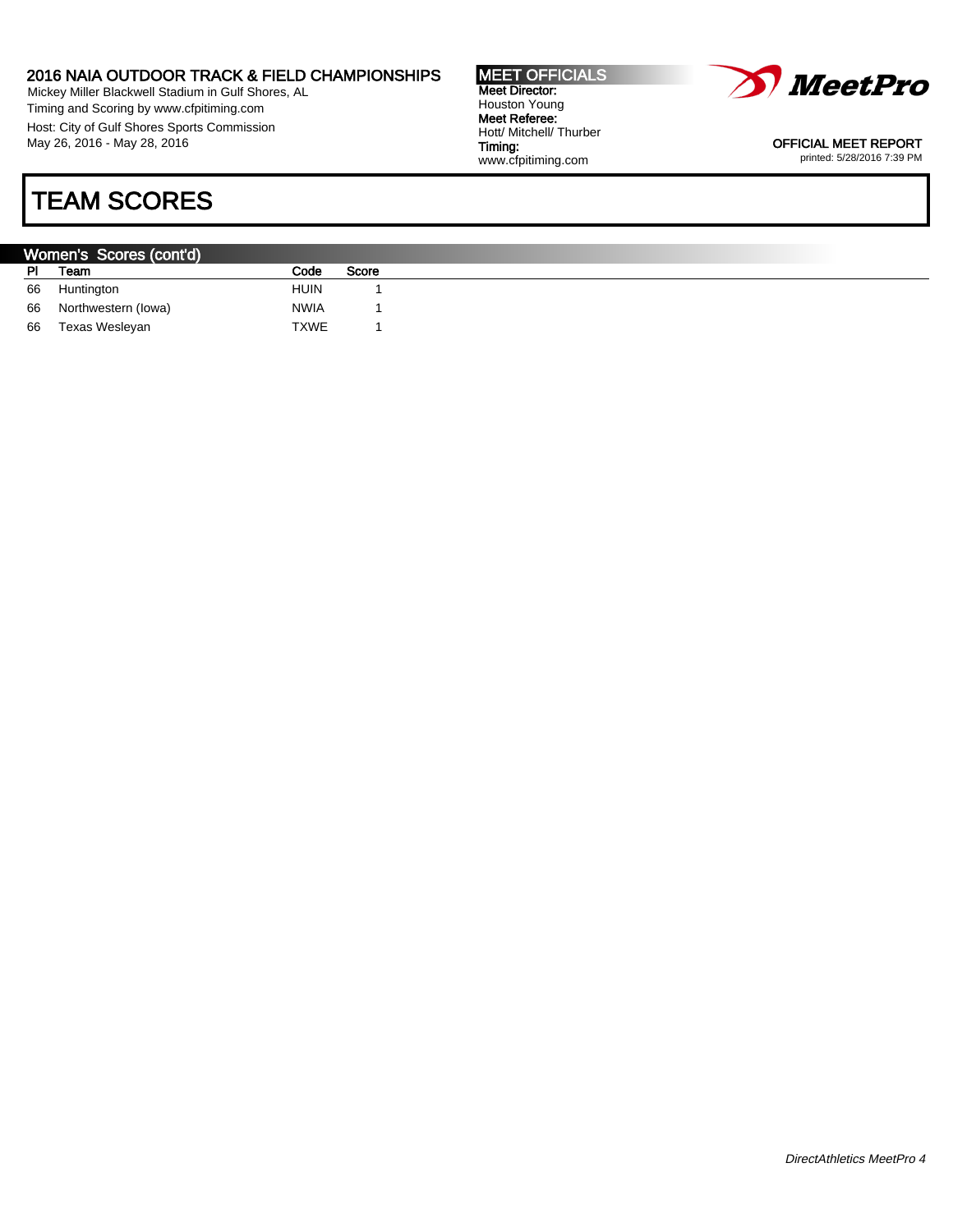# TEAM SCORES

## Women's Scores (cont'd)

| Pl | Team | Code | Score |
|---|---|---|---|
| 66 | Huntington | HUIN | 1 |
| 66 | Northwestern (Iowa) | NWIA | 1 |
| 66 | Texas Wesleyan | TXWE | 1 |